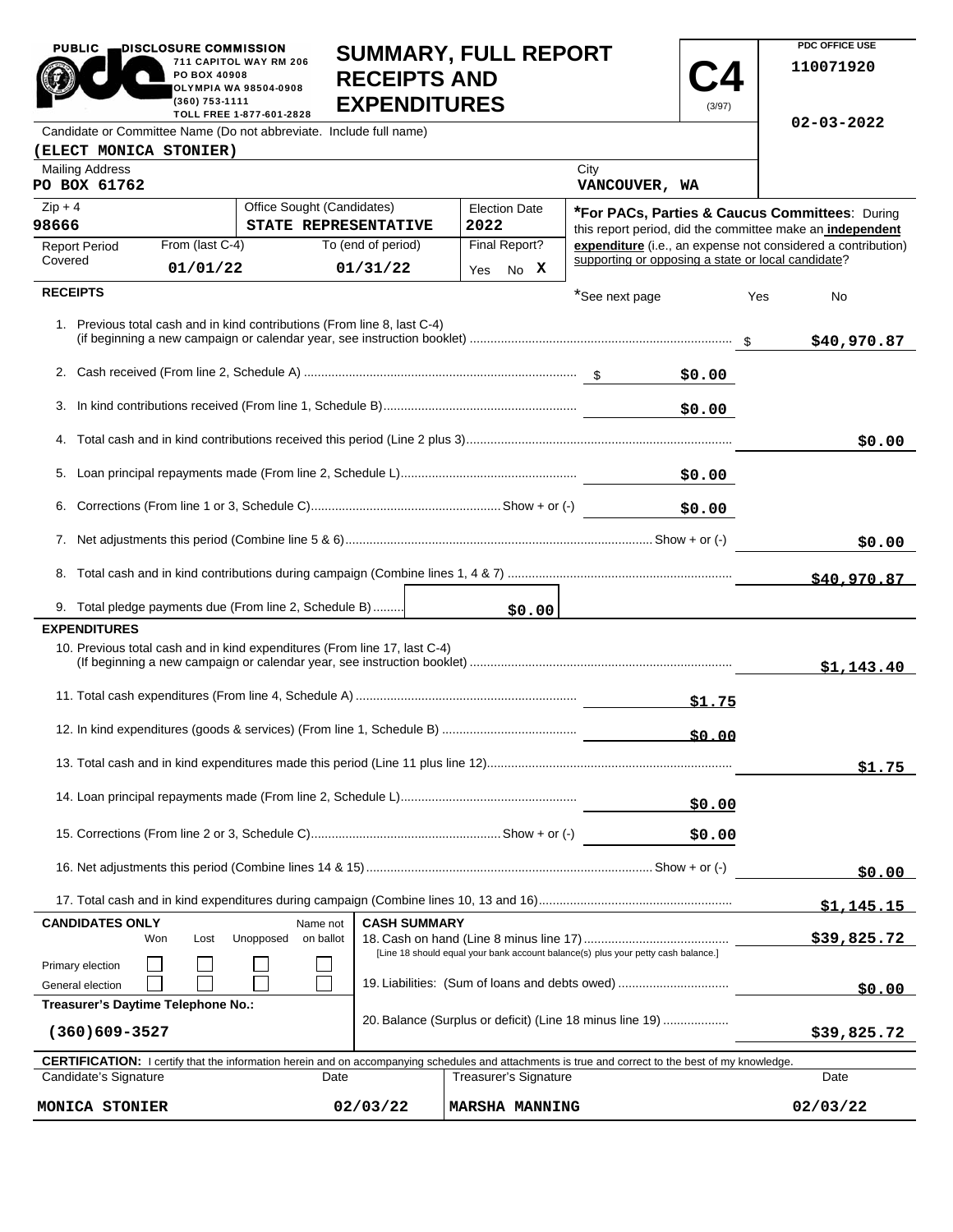PUBLIC DISCLOSURE COMMISSION
711 CAPITOL WAY RM 206
PO BOX 40908
OLYMPIA WA 98504-0908
(360) 753-1111
TOLL FREE 1-877-601-2828

# SUMMARY, FULL REPORT RECEIPTS AND EXPENDITURES

**C4** (3/97)

PDC OFFICE USE
110071920
02-03-2022

Candidate or Committee Name (Do not abbreviate. Include full name)
**(ELECT MONICA STONIER)**

| Mailing Address | City |
|---|---|
| PO BOX 61762 | VANCOUVER, WA |

| Zip + 4 | Office Sought (Candidates) | Election Date |
|---|---|---|
| 98666 | STATE REPRESENTATIVE | 2022 |

| Report Period Covered | From (last C-4) | To (end of period) | Final Report? |
|---|---|---|---|
| | 01/01/22 | 01/31/22 | Yes No X |

***For PACs, Parties & Caucus Committees**: During this report period, did the committee make an **independent expenditure** (i.e., an expense not considered a contribution) supporting or opposing a state or local candidate?

*See next page Yes No

## RECEIPTS

| Line | Description | Amount | Total |
|---|---|---|---|
| 1. | Previous total cash and in kind contributions (From line 8, last C-4) (if beginning a new campaign or calendar year, see instruction booklet) | | $40,970.87 |
| 2. | Cash received (From line 2, Schedule A) | $0.00 | |
| 3. | In kind contributions received (From line 1, Schedule B) | $0.00 | |
| 4. | Total cash and in kind contributions received this period (Line 2 plus 3) | | $0.00 |
| 5. | Loan principal repayments made (From line 2, Schedule L) | $0.00 | |
| 6. | Corrections (From line 1 or 3, Schedule C) Show + or (-) | $0.00 | |
| 7. | Net adjustments this period (Combine line 5 & 6) Show + or (-) | | $0.00 |
| 8. | Total cash and in kind contributions during campaign (Combine lines 1, 4 & 7) | | $40,970.87 |
| 9. | Total pledge payments due (From line 2, Schedule B) | $0.00 | |

## EXPENDITURES

| Line | Description | Amount | Total |
|---|---|---|---|
| 10. | Previous total cash and in kind expenditures (From line 17, last C-4) (If beginning a new campaign or calendar year, see instruction booklet) | | $1,143.40 |
| 11. | Total cash expenditures (From line 4, Schedule A) | $1.75 | |
| 12. | In kind expenditures (goods & services) (From line 1, Schedule B) | $0.00 | |
| 13. | Total cash and in kind expenditures made this period (Line 11 plus line 12) | | $1.75 |
| 14. | Loan principal repayments made (From line 2, Schedule L) | $0.00 | |
| 15. | Corrections (From line 2 or 3, Schedule C) Show + or (-) | $0.00 | |
| 16. | Net adjustments this period (Combine lines 14 & 15) Show + or (-) | | $0.00 |
| 17. | Total cash and in kind expenditures during campaign (Combine lines 10, 13 and 16) | | $1,145.15 |

**CANDIDATES ONLY**

| | Won | Lost | Unopposed | Name not on ballot |
|---|---|---|---|---|
| Primary election | ☐ | ☐ | ☐ | ☐ |
| General election | ☐ | ☐ | ☐ | ☐ |

**Treasurer's Daytime Telephone No.:** (360)609-3527

**CASH SUMMARY**

| Line | Description | Amount |
|---|---|---|
| 18. | Cash on hand (Line 8 minus line 17) [Line 18 should equal your bank account balance(s) plus your petty cash balance.] | $39,825.72 |
| 19. | Liabilities: (Sum of loans and debts owed) | $0.00 |
| 20. | Balance (Surplus or deficit) (Line 18 minus line 19) | $39,825.72 |

**CERTIFICATION:** I certify that the information herein and on accompanying schedules and attachments is true and correct to the best of my knowledge.

| Candidate's Signature | Date | Treasurer's Signature | Date |
|---|---|---|---|
| MONICA STONIER | 02/03/22 | MARSHA MANNING | 02/03/22 |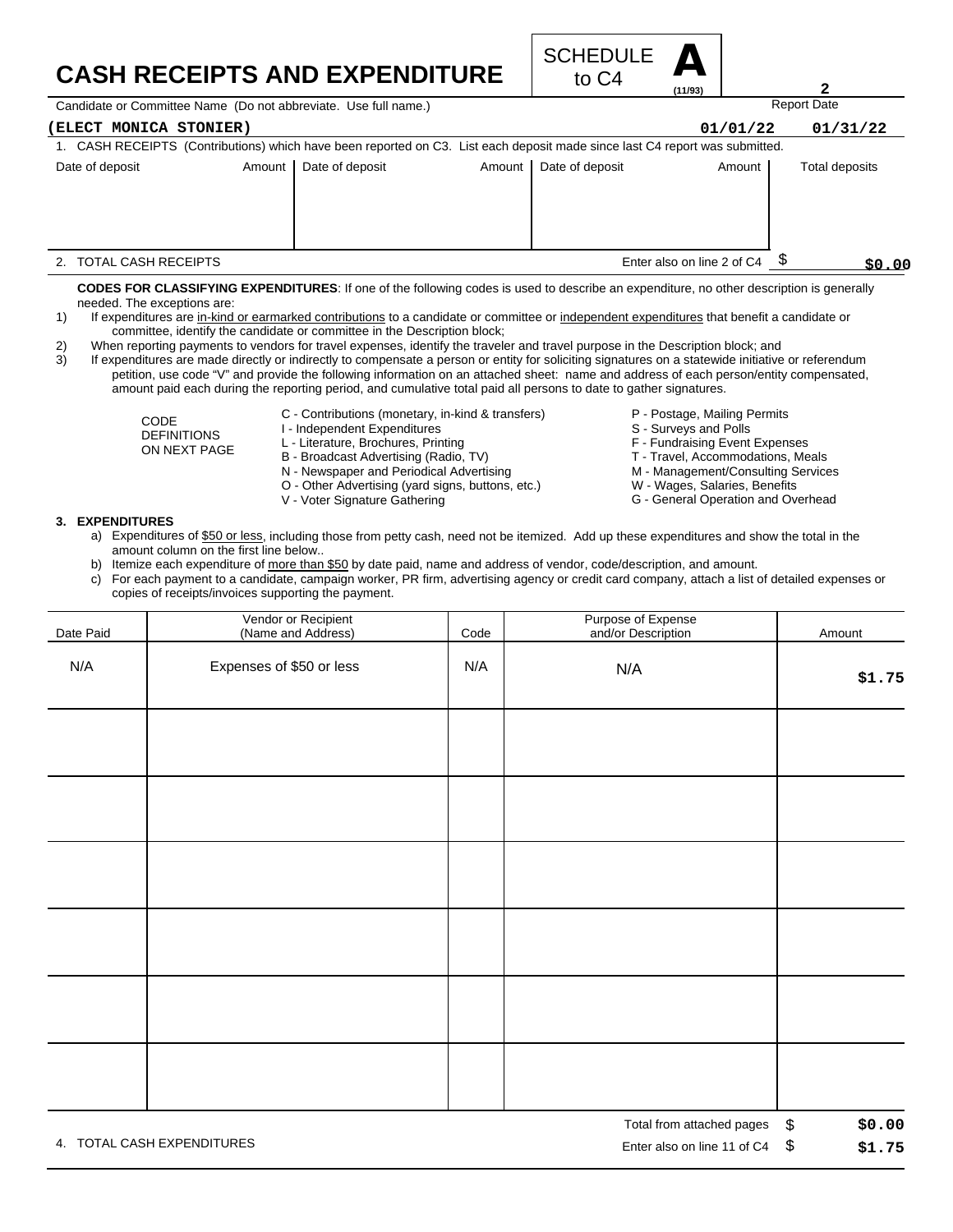# CASH RECEIPTS AND EXPENDITURE

SCHEDULE **A** to C4 (11/93)

**2**

Candidate or Committee Name (Do not abbreviate. Use full name.) | Report Date

**(ELECT MONICA STONIER)** **01/01/22** **01/31/22**

1. CASH RECEIPTS (Contributions) which have been reported on C3. List each deposit made since last C4 report was submitted.

| Date of deposit | Amount | Date of deposit | Amount | Date of deposit | Amount | Total deposits |
|---|---|---|---|---|---|---|
| | | | | | | |

2. TOTAL CASH RECEIPTS — Enter also on line 2 of C4 $ **$0.00**

**CODES FOR CLASSIFYING EXPENDITURES**: If one of the following codes is used to describe an expenditure, no other description is generally needed. The exceptions are:

1) If expenditures are in-kind or earmarked contributions to a candidate or committee or independent expenditures that benefit a candidate or committee, identify the candidate or committee in the Description block;
2) When reporting payments to vendors for travel expenses, identify the traveler and travel purpose in the Description block; and
3) If expenditures are made directly or indirectly to compensate a person or entity for soliciting signatures on a statewide initiative or referendum petition, use code "V" and provide the following information on an attached sheet: name and address of each person/entity compensated, amount paid each during the reporting period, and cumulative total paid all persons to date to gather signatures.

CODE DEFINITIONS ON NEXT PAGE

- C - Contributions (monetary, in-kind & transfers)
- I - Independent Expenditures
- L - Literature, Brochures, Printing
- B - Broadcast Advertising (Radio, TV)
- N - Newspaper and Periodical Advertising
- O - Other Advertising (yard signs, buttons, etc.)
- V - Voter Signature Gathering
- P - Postage, Mailing Permits
- S - Surveys and Polls
- F - Fundraising Event Expenses
- T - Travel, Accommodations, Meals
- M - Management/Consulting Services
- W - Wages, Salaries, Benefits
- G - General Operation and Overhead

**3. EXPENDITURES**

a) Expenditures of $50 or less, including those from petty cash, need not be itemized. Add up these expenditures and show the total in the amount column on the first line below..
b) Itemize each expenditure of more than $50 by date paid, name and address of vendor, code/description, and amount.
c) For each payment to a candidate, campaign worker, PR firm, advertising agency or credit card company, attach a list of detailed expenses or copies of receipts/invoices supporting the payment.

| Date Paid | Vendor or Recipient (Name and Address) | Code | Purpose of Expense and/or Description | Amount |
|---|---|---|---|---|
| N/A | Expenses of $50 or less | N/A | N/A | **$1.75** |
| | | | | |
| | | | | |
| | | | | |
| | | | | |
| | | | | |
| | | | | |

Total from attached pages $ **$0.00**

4. TOTAL CASH EXPENDITURES — Enter also on line 11 of C4 $ **$1.75**